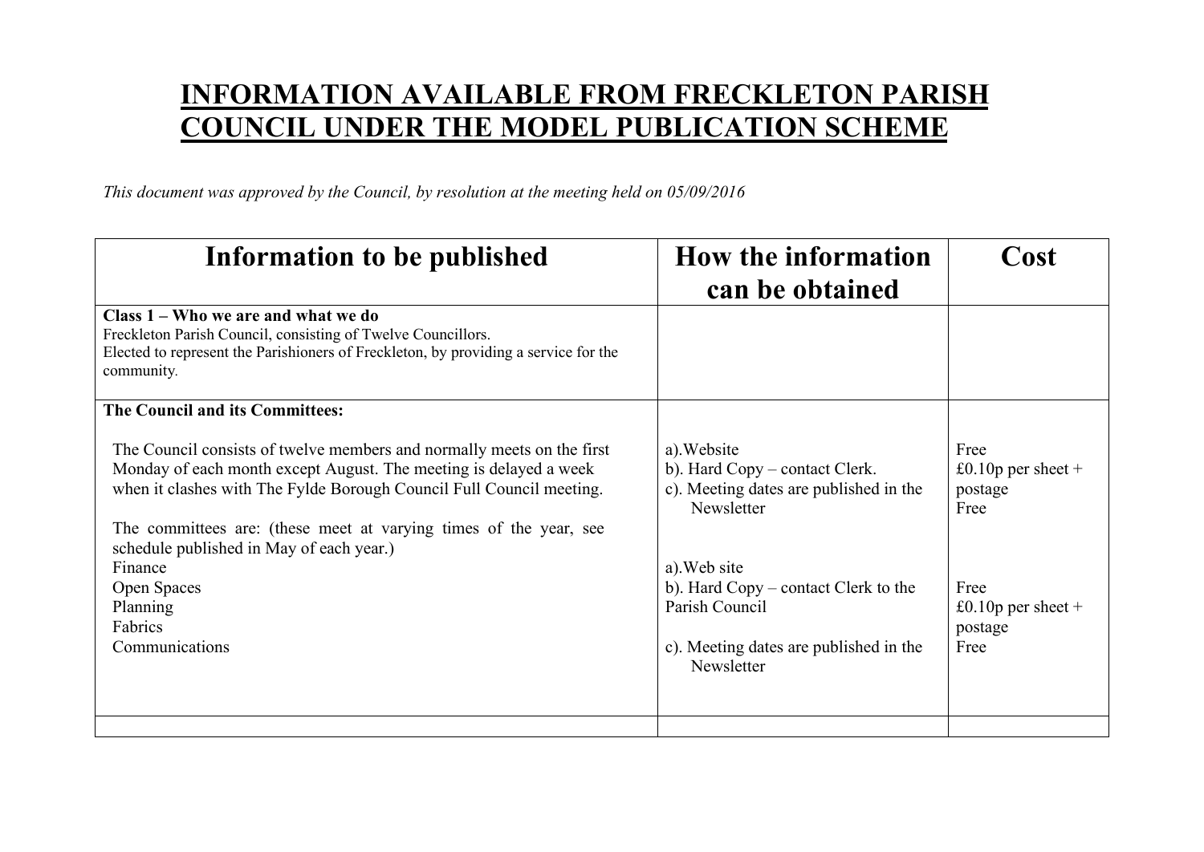# INFORMATION AVAILABLE FROM FRECKLETON PARISH COUNCIL UNDER THE MODEL PUBLICATION SCHEME

*This document was approved by the Council, by resolution at the meeting held on 05/09/2016*

| Information to be published | How the information can be obtained | Cost |
|---|---|---|
| **Class 1 – Who we are and what we do**<br>Freckleton Parish Council, consisting of Twelve Councillors.<br>Elected to represent the Parishioners of Freckleton, by providing a service for the community. | | |
| **The Council and its Committees:**<br><br>The Council consists of twelve members and normally meets on the first Monday of each month except August. The meeting is delayed a week when it clashes with The Fylde Borough Council Full Council meeting. | a).Website<br>b). Hard Copy – contact Clerk.<br>c). Meeting dates are published in the Newsletter | Free<br>£0.10p per sheet + postage<br>Free |
| The committees are: (these meet at varying times of the year, see schedule published in May of each year.)<br>Finance<br>Open Spaces<br>Planning<br>Fabrics<br>Communications | a).Web site<br>b). Hard Copy – contact Clerk to the Parish Council<br>c). Meeting dates are published in the Newsletter | Free<br>£0.10p per sheet + postage<br>Free |
| | | |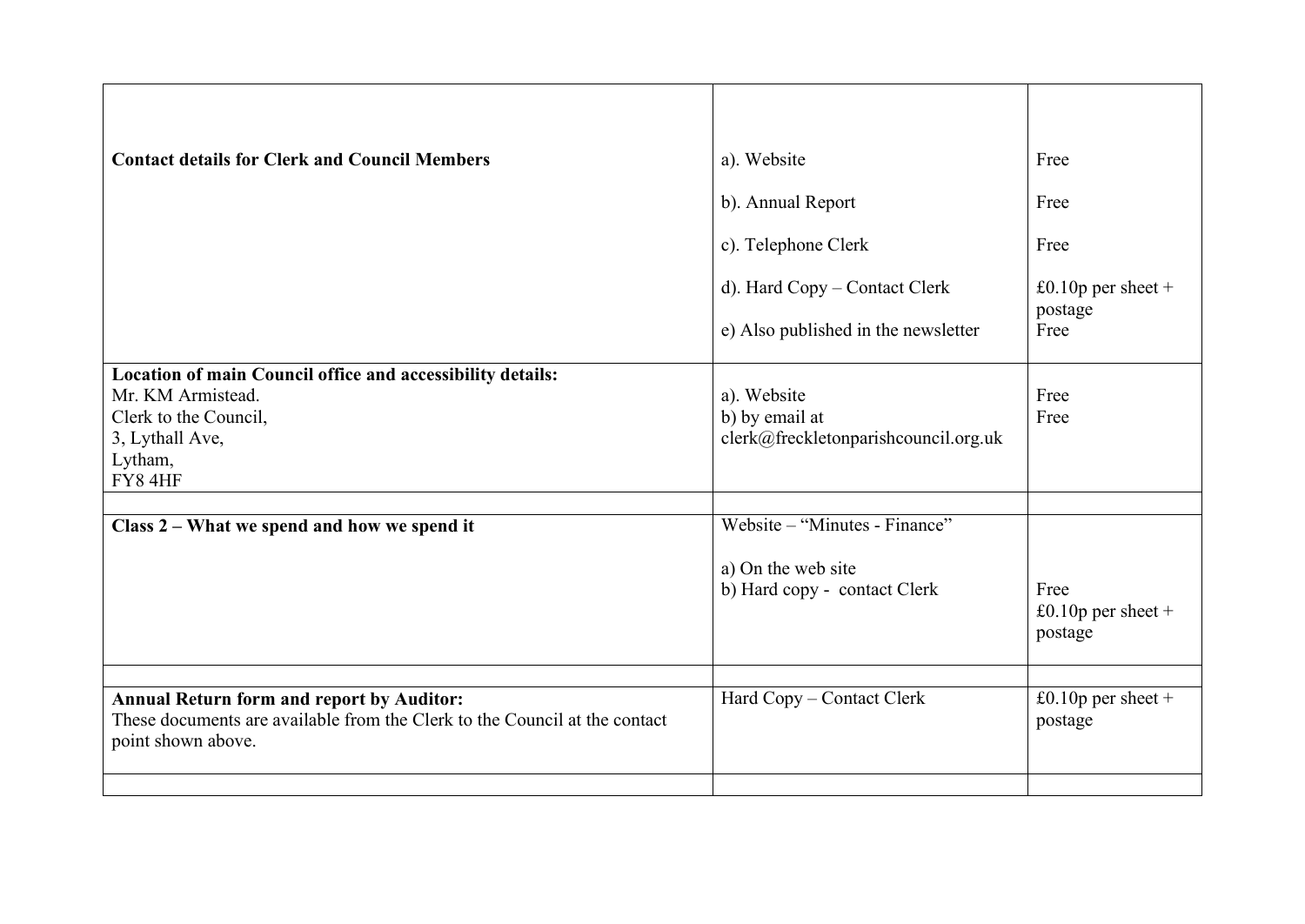| | | |
|---|---|---|
| **Contact details for Clerk and Council Members** | a). Website<br>b). Annual Report<br>c). Telephone Clerk<br>d). Hard Copy – Contact Clerk<br>e) Also published in the newsletter | Free<br>Free<br>Free<br>£0.10p per sheet + postage<br>Free |
| **Location of main Council office and accessibility details:**<br>Mr. KM Armistead.<br>Clerk to the Council,<br>3, Lythall Ave,<br>Lytham,<br>FY8 4HF | a). Website<br>b) by email at clerk@freckletonparishcouncil.org.uk | Free<br>Free |
| | | |
| **Class 2 – What we spend and how we spend it** | Website – "Minutes - Finance"<br>a) On the web site<br>b) Hard copy - contact Clerk | Free<br>£0.10p per sheet + postage |
| | | |
| **Annual Return form and report by Auditor:**<br>These documents are available from the Clerk to the Council at the contact point shown above. | Hard Copy – Contact Clerk | £0.10p per sheet + postage |
| | | |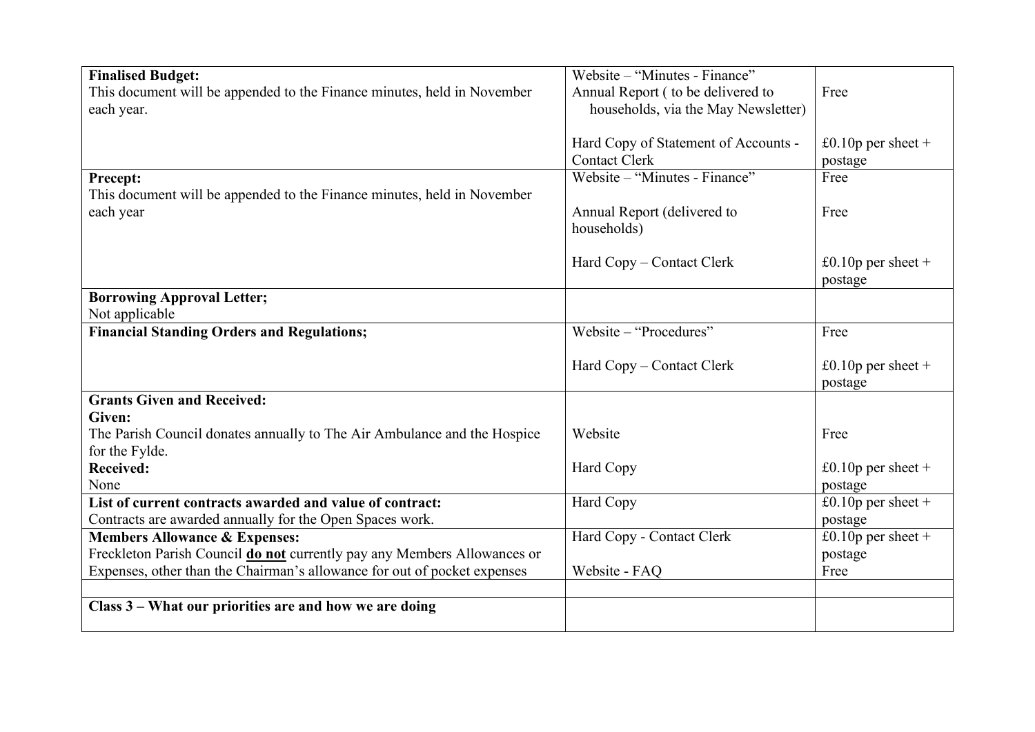| | | |
|---|---|---|
| **Finalised Budget:**<br>This document will be appended to the Finance minutes, held in November each year. | Website – "Minutes - Finance"<br>Annual Report ( to be delivered to households, via the May Newsletter)<br><br>Hard Copy of Statement of Accounts - Contact Clerk | Free<br><br><br>£0.10p per sheet + postage |
| **Precept:**<br>This document will be appended to the Finance minutes, held in November each year | Website – "Minutes - Finance"<br><br>Annual Report (delivered to households)<br><br>Hard Copy – Contact Clerk | Free<br><br>Free<br><br>£0.10p per sheet + postage |
| **Borrowing Approval Letter;**<br>Not applicable | | |
| **Financial Standing Orders and Regulations;** | Website – "Procedures"<br><br>Hard Copy – Contact Clerk | Free<br><br>£0.10p per sheet + postage |
| **Grants Given and Received:**<br>**Given:**<br>The Parish Council donates annually to The Air Ambulance and the Hospice for the Fylde.<br>**Received:**<br>None | Website<br><br>Hard Copy | Free<br><br>£0.10p per sheet + postage |
| **List of current contracts awarded and value of contract:**<br>Contracts are awarded annually for the Open Spaces work. | Hard Copy | £0.10p per sheet + postage |
| **Members Allowance & Expenses:**<br>Freckleton Parish Council **do not** currently pay any Members Allowances or Expenses, other than the Chairman's allowance for out of pocket expenses | Hard Copy - Contact Clerk<br><br>Website - FAQ | £0.10p per sheet + postage<br>Free |
| | | |
| **Class 3 – What our priorities are and how we are doing** | | |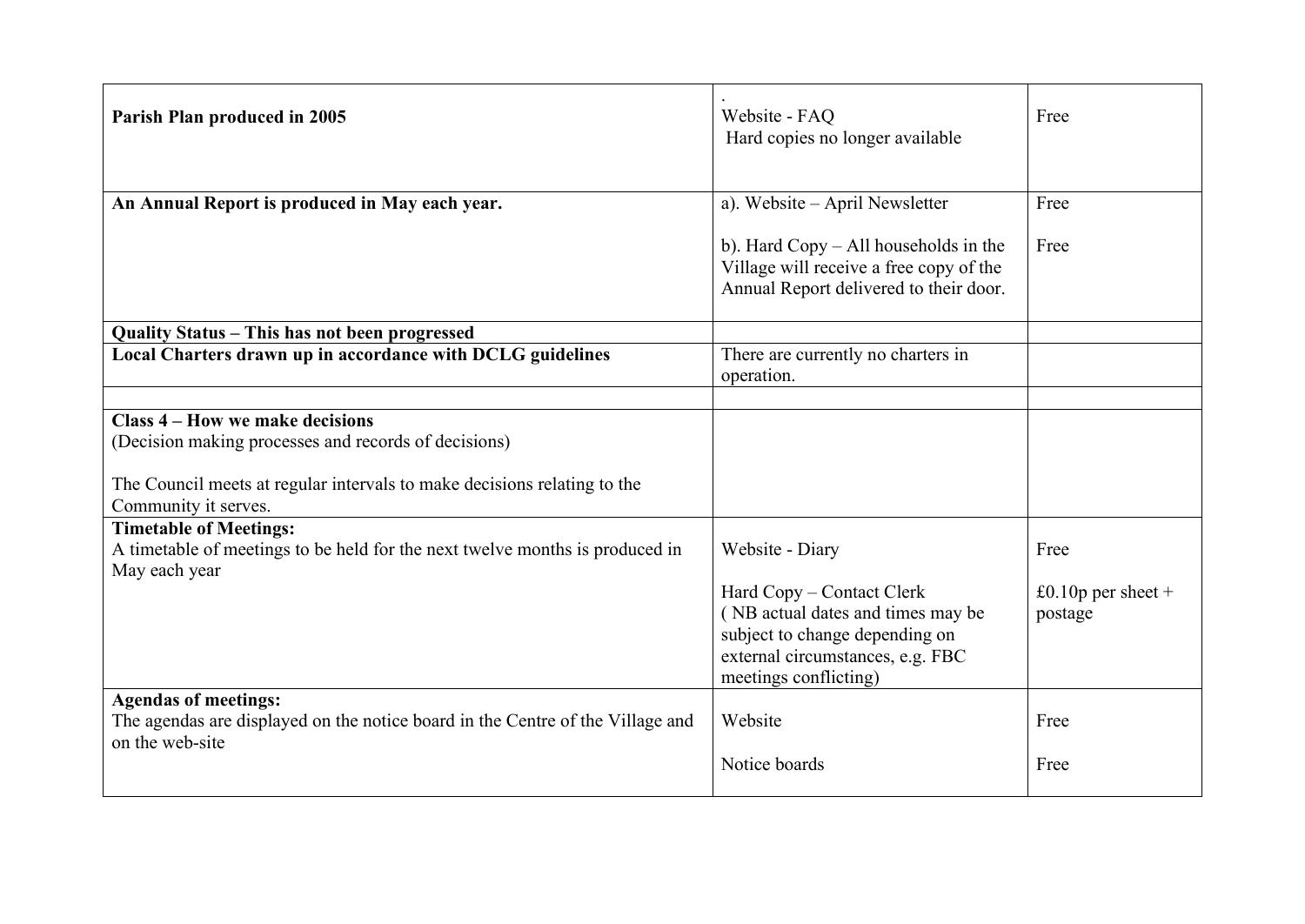| | | |
|---|---|---|
| **Parish Plan produced in 2005** | .<br>Website - FAQ<br>Hard copies no longer available | Free |
| **An Annual Report is produced in May each year.** | a). Website – April Newsletter<br><br>b). Hard Copy – All households in the Village will receive a free copy of the Annual Report delivered to their door. | Free<br><br>Free |
| **Quality Status – This has not been progressed** | | |
| **Local Charters drawn up in accordance with DCLG guidelines** | There are currently no charters in operation. | |
| | | |
| **Class 4 – How we make decisions**<br>(Decision making processes and records of decisions)<br><br>The Council meets at regular intervals to make decisions relating to the Community it serves. | | |
| **Timetable of Meetings:**<br>A timetable of meetings to be held for the next twelve months is produced in May each year | Website - Diary<br><br>Hard Copy – Contact Clerk<br>( NB actual dates and times may be subject to change depending on external circumstances, e.g. FBC meetings conflicting) | Free<br><br>£0.10p per sheet + postage |
| **Agendas of meetings:**<br>The agendas are displayed on the notice board in the Centre of the Village and on the web-site | Website<br><br>Notice boards | Free<br><br>Free |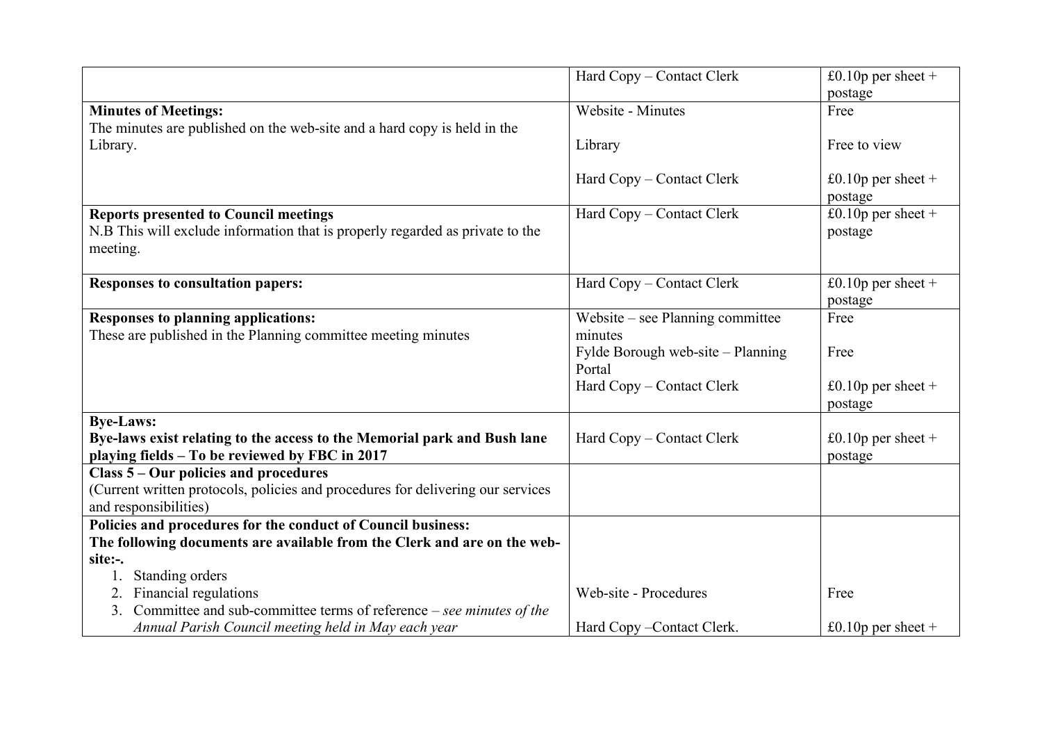| | | |
|---|---|---|
| | Hard Copy – Contact Clerk | £0.10p per sheet + postage |
| **Minutes of Meetings:**<br>The minutes are published on the web-site and a hard copy is held in the Library. | Website - Minutes<br><br>Library<br><br>Hard Copy – Contact Clerk | Free<br><br>Free to view<br><br>£0.10p per sheet + postage |
| **Reports presented to Council meetings**<br>N.B This will exclude information that is properly regarded as private to the meeting. | Hard Copy – Contact Clerk | £0.10p per sheet + postage |
| **Responses to consultation papers:** | Hard Copy – Contact Clerk | £0.10p per sheet + postage |
| **Responses to planning applications:**<br>These are published in the Planning committee meeting minutes | Website – see Planning committee minutes<br>Fylde Borough web-site – Planning Portal<br>Hard Copy – Contact Clerk | Free<br><br>Free<br><br>£0.10p per sheet + postage |
| **Bye-Laws:**<br>**Bye-laws exist relating to the access to the Memorial park and Bush lane playing fields – To be reviewed by FBC in 2017** | Hard Copy – Contact Clerk | £0.10p per sheet + postage |
| **Class 5 – Our policies and procedures**<br>(Current written protocols, policies and procedures for delivering our services and responsibilities) | | |
| **Policies and procedures for the conduct of Council business:**<br>**The following documents are available from the Clerk and are on the web-site:-.**<br>1. Standing orders<br>2. Financial regulations<br>3. Committee and sub-committee terms of reference – *see minutes of the Annual Parish Council meeting held in May each year* | <br><br><br>Web-site - Procedures<br><br>Hard Copy –Contact Clerk. | <br><br><br>Free<br><br>£0.10p per sheet + |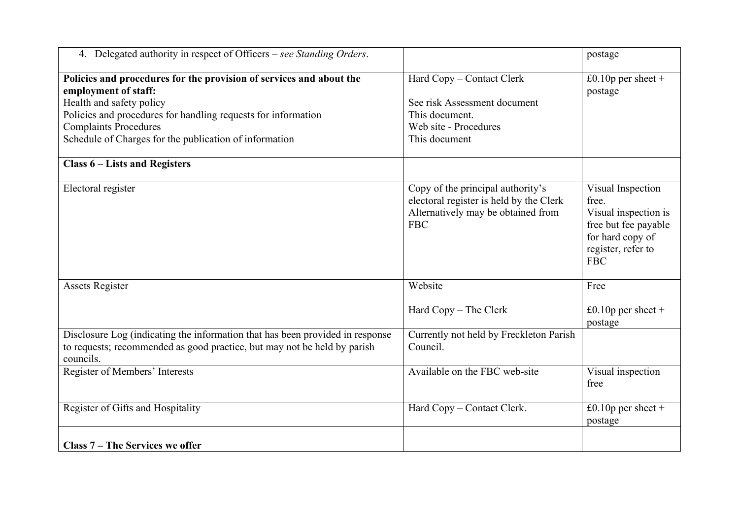| | | |
|---|---|---|
| 4. Delegated authority in respect of Officers – *see Standing Orders*. | | postage |
| **Policies and procedures for the provision of services and about the employment of staff:**<br>Health and safety policy<br>Policies and procedures for handling requests for information<br>Complaints Procedures<br>Schedule of Charges for the publication of information | Hard Copy – Contact Clerk<br><br>See risk Assessment document<br>This document.<br>Web site - Procedures<br>This document | £0.10p per sheet + postage |
| **Class 6 – Lists and Registers** | | |
| Electoral register | Copy of the principal authority's electoral register is held by the Clerk<br>Alternatively may be obtained from FBC | Visual Inspection free.<br>Visual inspection is free but fee payable for hard copy of register, refer to FBC |
| Assets Register | Website<br><br>Hard Copy – The Clerk | Free<br><br>£0.10p per sheet + postage |
| Disclosure Log (indicating the information that has been provided in response to requests; recommended as good practice, but may not be held by parish councils. | Currently not held by Freckleton Parish Council. | |
| Register of Members' Interests | Available on the FBC web-site | Visual inspection free |
| Register of Gifts and Hospitality | Hard Copy – Contact Clerk. | £0.10p per sheet + postage |
| **Class 7 – The Services we offer** | | |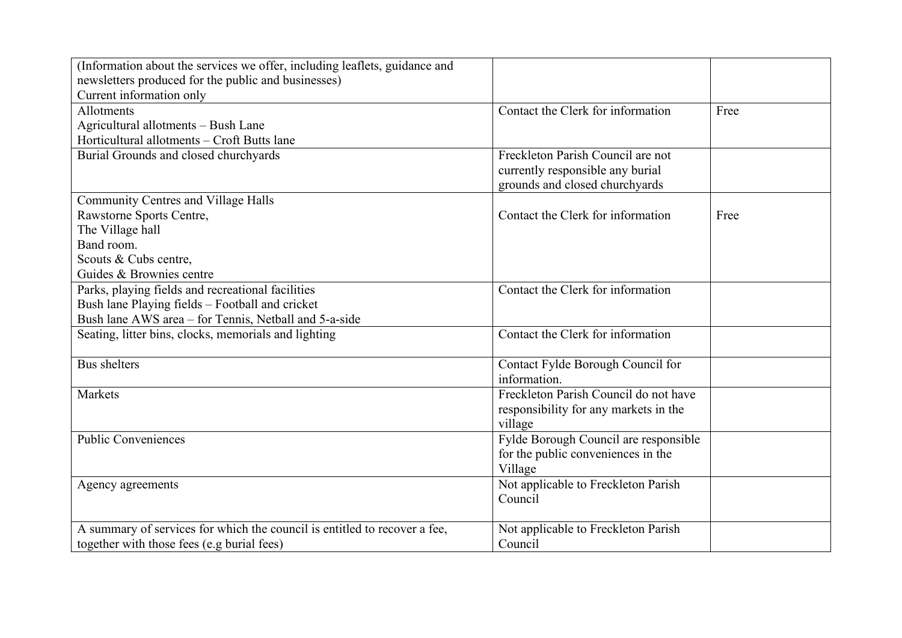| | | |
|---|---|---|
| (Information about the services we offer, including leaflets, guidance and newsletters produced for the public and businesses)<br>Current information only | | |
| Allotments<br>Agricultural allotments – Bush Lane<br>Horticultural allotments – Croft Butts lane | Contact the Clerk for information | Free |
| Burial Grounds and closed churchyards | Freckleton Parish Council are not currently responsible any burial grounds and closed churchyards | |
| Community Centres and Village Halls<br>Rawstorne Sports Centre,<br>The Village hall<br>Band room.<br>Scouts & Cubs centre,<br>Guides & Brownies centre | Contact the Clerk for information | Free |
| Parks, playing fields and recreational facilities<br>Bush lane Playing fields – Football and cricket<br>Bush lane AWS area – for Tennis, Netball and 5-a-side | Contact the Clerk for information | |
| Seating, litter bins, clocks, memorials and lighting | Contact the Clerk for information | |
| Bus shelters | Contact Fylde Borough Council for information. | |
| Markets | Freckleton Parish Council do not have responsibility for any markets in the village | |
| Public Conveniences | Fylde Borough Council are responsible for the public conveniences in the Village | |
| Agency agreements | Not applicable to Freckleton Parish Council | |
| A summary of services for which the council is entitled to recover a fee, together with those fees (e.g burial fees) | Not applicable to Freckleton Parish Council | |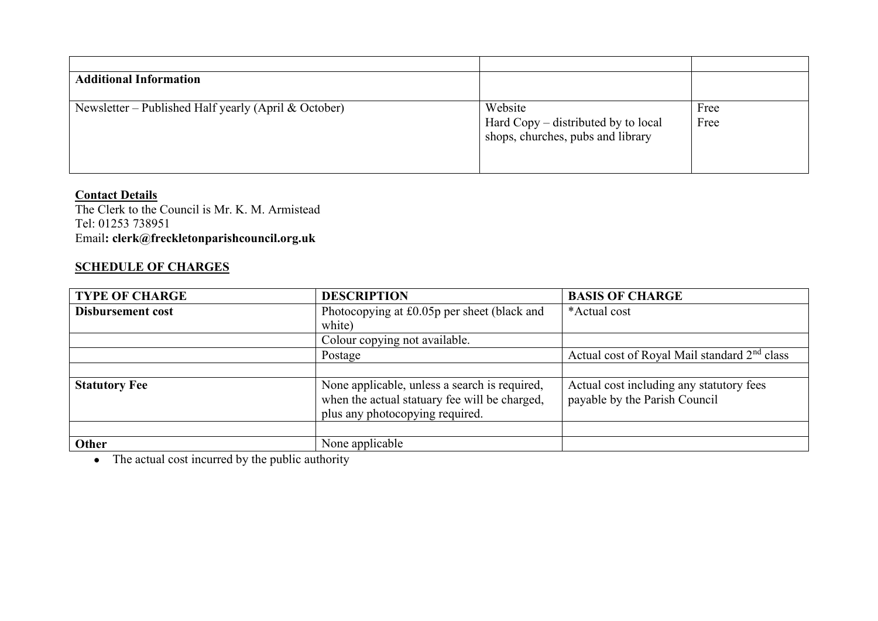| | | |
|---|---|---|
| | | |
| **Additional Information** | | |
| Newsletter – Published Half yearly (April & October) | Website<br>Hard Copy – distributed by to local shops, churches, pubs and library | Free<br>Free |

**Contact Details**
The Clerk to the Council is Mr. K. M. Armistead
Tel: 01253 738951
Email**: clerk@freckletonparishcouncil.org.uk**

**SCHEDULE OF CHARGES**

| TYPE OF CHARGE | DESCRIPTION | BASIS OF CHARGE |
|---|---|---|
| **Disbursement cost** | Photocopying at £0.05p per sheet (black and white) | *Actual cost |
| | Colour copying not available. | |
| | Postage | Actual cost of Royal Mail standard 2nd class |
| | | |
| **Statutory Fee** | None applicable, unless a search is required, when the actual statuary fee will be charged, plus any photocopying required. | Actual cost including any statutory fees payable by the Parish Council |
| | | |
| **Other** | None applicable | |

- The actual cost incurred by the public authority